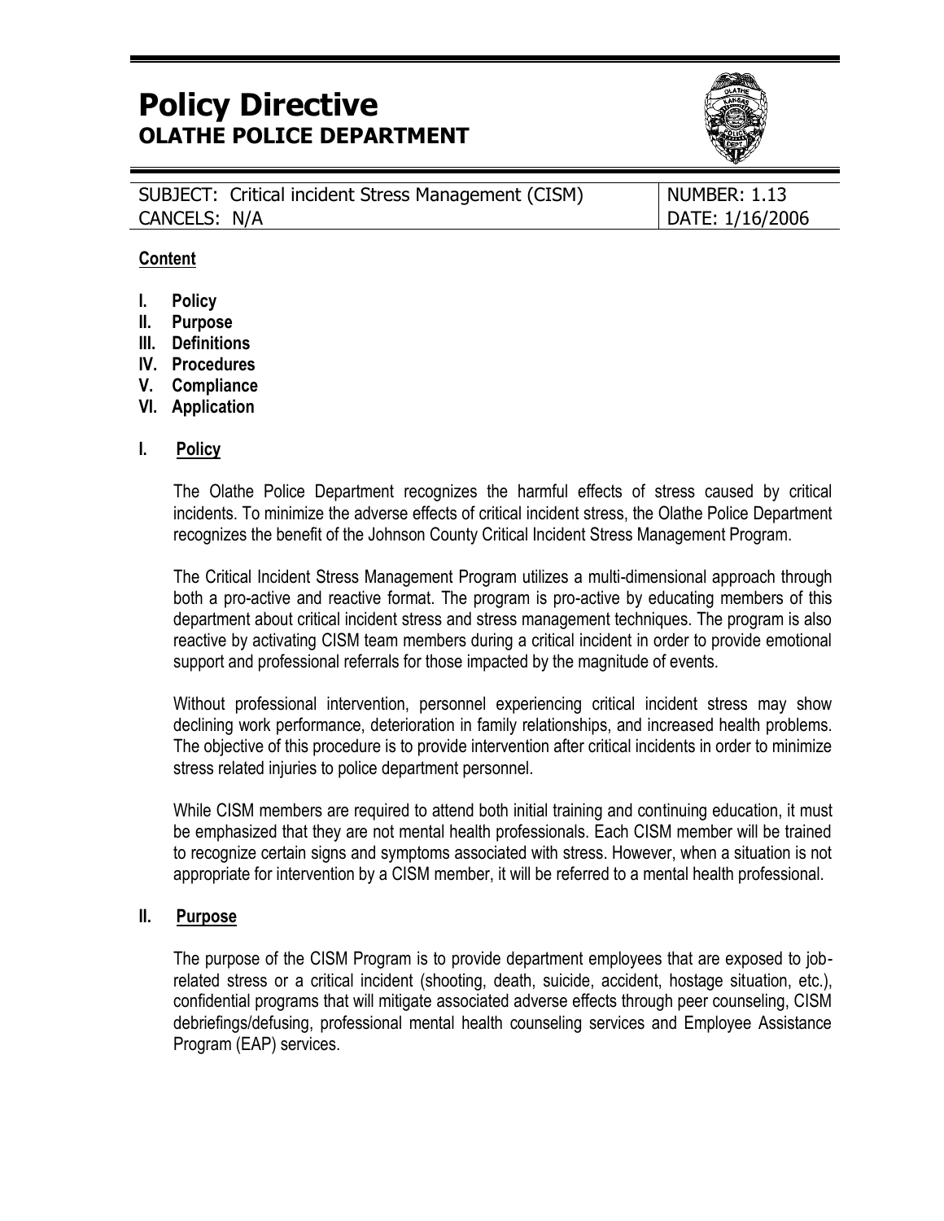# Policy Directive
## OLATHE POLICE DEPARTMENT

| SUBJECT: Critical incident Stress Management (CISM) | NUMBER: 1.13 |
| --- | --- |
| CANCELS: N/A | DATE: 1/16/2006 |

**Content**

- **I. Policy**
- **II. Purpose**
- **III. Definitions**
- **IV. Procedures**
- **V. Compliance**
- **VI. Application**

### I. Policy

The Olathe Police Department recognizes the harmful effects of stress caused by critical incidents. To minimize the adverse effects of critical incident stress, the Olathe Police Department recognizes the benefit of the Johnson County Critical Incident Stress Management Program.

The Critical Incident Stress Management Program utilizes a multi-dimensional approach through both a pro-active and reactive format. The program is pro-active by educating members of this department about critical incident stress and stress management techniques. The program is also reactive by activating CISM team members during a critical incident in order to provide emotional support and professional referrals for those impacted by the magnitude of events.

Without professional intervention, personnel experiencing critical incident stress may show declining work performance, deterioration in family relationships, and increased health problems. The objective of this procedure is to provide intervention after critical incidents in order to minimize stress related injuries to police department personnel.

While CISM members are required to attend both initial training and continuing education, it must be emphasized that they are not mental health professionals. Each CISM member will be trained to recognize certain signs and symptoms associated with stress. However, when a situation is not appropriate for intervention by a CISM member, it will be referred to a mental health professional.

### II. Purpose

The purpose of the CISM Program is to provide department employees that are exposed to job-related stress or a critical incident (shooting, death, suicide, accident, hostage situation, etc.), confidential programs that will mitigate associated adverse effects through peer counseling, CISM debriefings/defusing, professional mental health counseling services and Employee Assistance Program (EAP) services.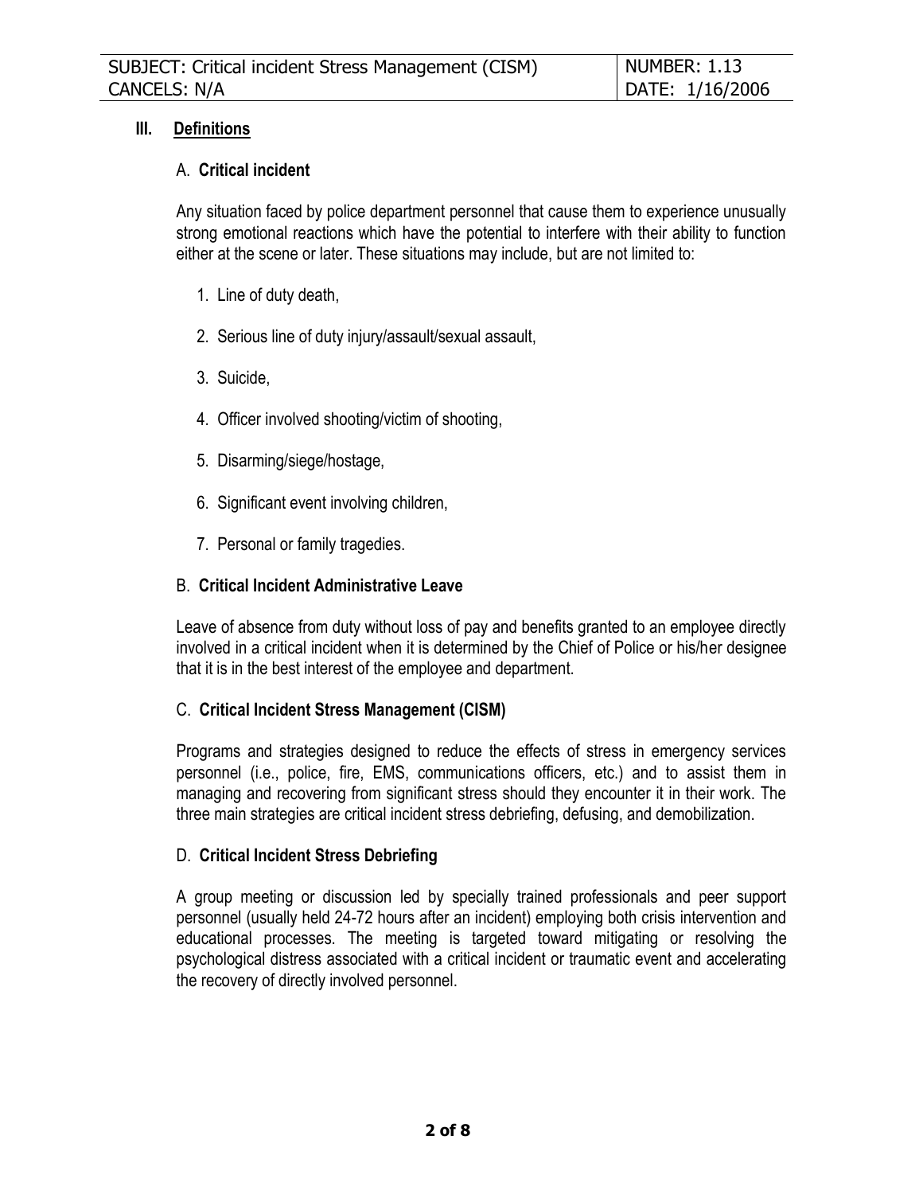## III. Definitions

### A. Critical incident

Any situation faced by police department personnel that cause them to experience unusually strong emotional reactions which have the potential to interfere with their ability to function either at the scene or later. These situations may include, but are not limited to:

1. Line of duty death,
2. Serious line of duty injury/assault/sexual assault,
3. Suicide,
4. Officer involved shooting/victim of shooting,
5. Disarming/siege/hostage,
6. Significant event involving children,
7. Personal or family tragedies.

### B. Critical Incident Administrative Leave

Leave of absence from duty without loss of pay and benefits granted to an employee directly involved in a critical incident when it is determined by the Chief of Police or his/her designee that it is in the best interest of the employee and department.

### C. Critical Incident Stress Management (CISM)

Programs and strategies designed to reduce the effects of stress in emergency services personnel (i.e., police, fire, EMS, communications officers, etc.) and to assist them in managing and recovering from significant stress should they encounter it in their work. The three main strategies are critical incident stress debriefing, defusing, and demobilization.

### D. Critical Incident Stress Debriefing

A group meeting or discussion led by specially trained professionals and peer support personnel (usually held 24-72 hours after an incident) employing both crisis intervention and educational processes. The meeting is targeted toward mitigating or resolving the psychological distress associated with a critical incident or traumatic event and accelerating the recovery of directly involved personnel.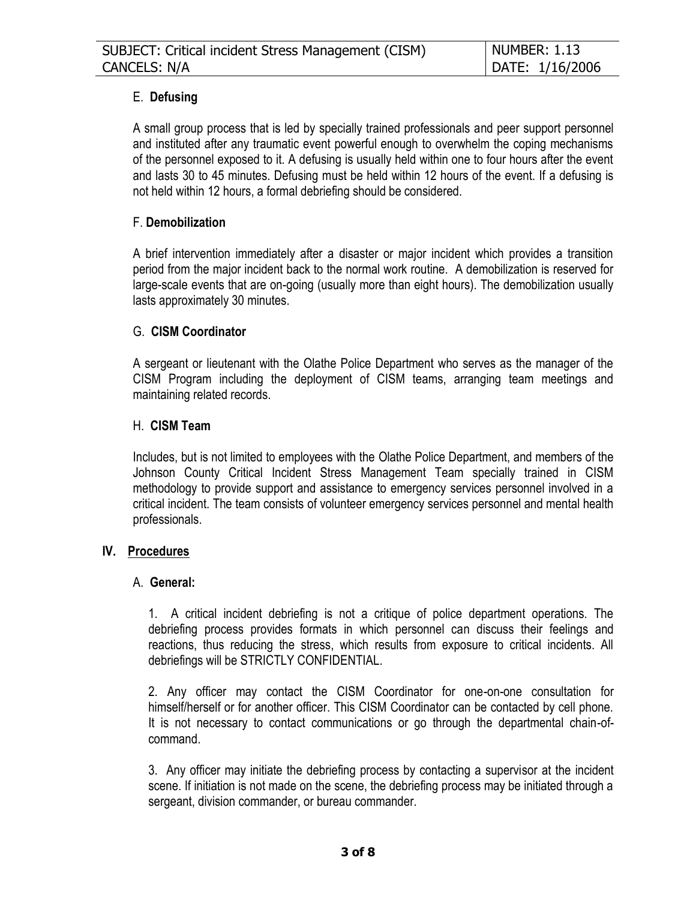### E. **Defusing**

A small group process that is led by specially trained professionals and peer support personnel and instituted after any traumatic event powerful enough to overwhelm the coping mechanisms of the personnel exposed to it. A defusing is usually held within one to four hours after the event and lasts 30 to 45 minutes. Defusing must be held within 12 hours of the event. If a defusing is not held within 12 hours, a formal debriefing should be considered.

### F. **Demobilization**

A brief intervention immediately after a disaster or major incident which provides a transition period from the major incident back to the normal work routine. A demobilization is reserved for large-scale events that are on-going (usually more than eight hours). The demobilization usually lasts approximately 30 minutes.

### G. **CISM Coordinator**

A sergeant or lieutenant with the Olathe Police Department who serves as the manager of the CISM Program including the deployment of CISM teams, arranging team meetings and maintaining related records.

### H. **CISM Team**

Includes, but is not limited to employees with the Olathe Police Department, and members of the Johnson County Critical Incident Stress Management Team specially trained in CISM methodology to provide support and assistance to emergency services personnel involved in a critical incident. The team consists of volunteer emergency services personnel and mental health professionals.

## IV. <u>Procedures</u>

### A. **General:**

1. A critical incident debriefing is not a critique of police department operations. The debriefing process provides formats in which personnel can discuss their feelings and reactions, thus reducing the stress, which results from exposure to critical incidents. All debriefings will be STRICTLY CONFIDENTIAL.

2. Any officer may contact the CISM Coordinator for one-on-one consultation for himself/herself or for another officer. This CISM Coordinator can be contacted by cell phone. It is not necessary to contact communications or go through the departmental chain-of-command.

3. Any officer may initiate the debriefing process by contacting a supervisor at the incident scene. If initiation is not made on the scene, the debriefing process may be initiated through a sergeant, division commander, or bureau commander.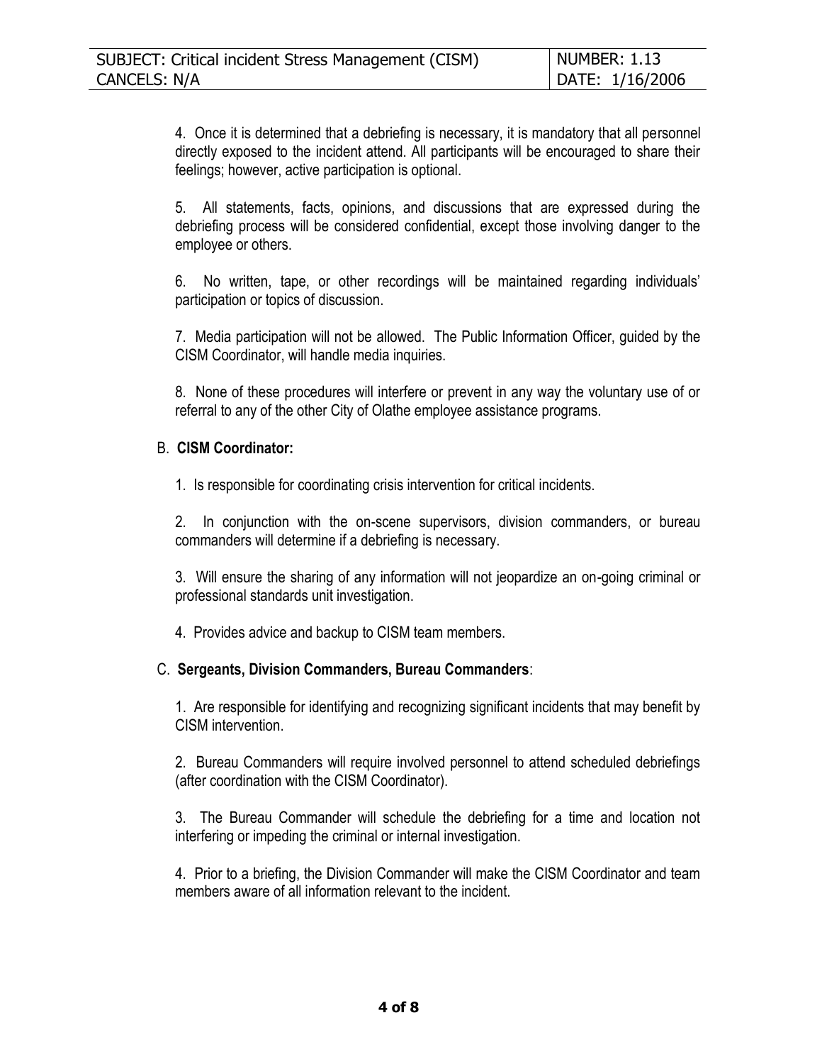4. Once it is determined that a debriefing is necessary, it is mandatory that all personnel directly exposed to the incident attend. All participants will be encouraged to share their feelings; however, active participation is optional.

5. All statements, facts, opinions, and discussions that are expressed during the debriefing process will be considered confidential, except those involving danger to the employee or others.

6. No written, tape, or other recordings will be maintained regarding individuals' participation or topics of discussion.

7. Media participation will not be allowed. The Public Information Officer, guided by the CISM Coordinator, will handle media inquiries.

8. None of these procedures will interfere or prevent in any way the voluntary use of or referral to any of the other City of Olathe employee assistance programs.

B. **CISM Coordinator:**

1. Is responsible for coordinating crisis intervention for critical incidents.

2. In conjunction with the on-scene supervisors, division commanders, or bureau commanders will determine if a debriefing is necessary.

3. Will ensure the sharing of any information will not jeopardize an on-going criminal or professional standards unit investigation.

4. Provides advice and backup to CISM team members.

C. **Sergeants, Division Commanders, Bureau Commanders**:

1. Are responsible for identifying and recognizing significant incidents that may benefit by CISM intervention.

2. Bureau Commanders will require involved personnel to attend scheduled debriefings (after coordination with the CISM Coordinator).

3. The Bureau Commander will schedule the debriefing for a time and location not interfering or impeding the criminal or internal investigation.

4. Prior to a briefing, the Division Commander will make the CISM Coordinator and team members aware of all information relevant to the incident.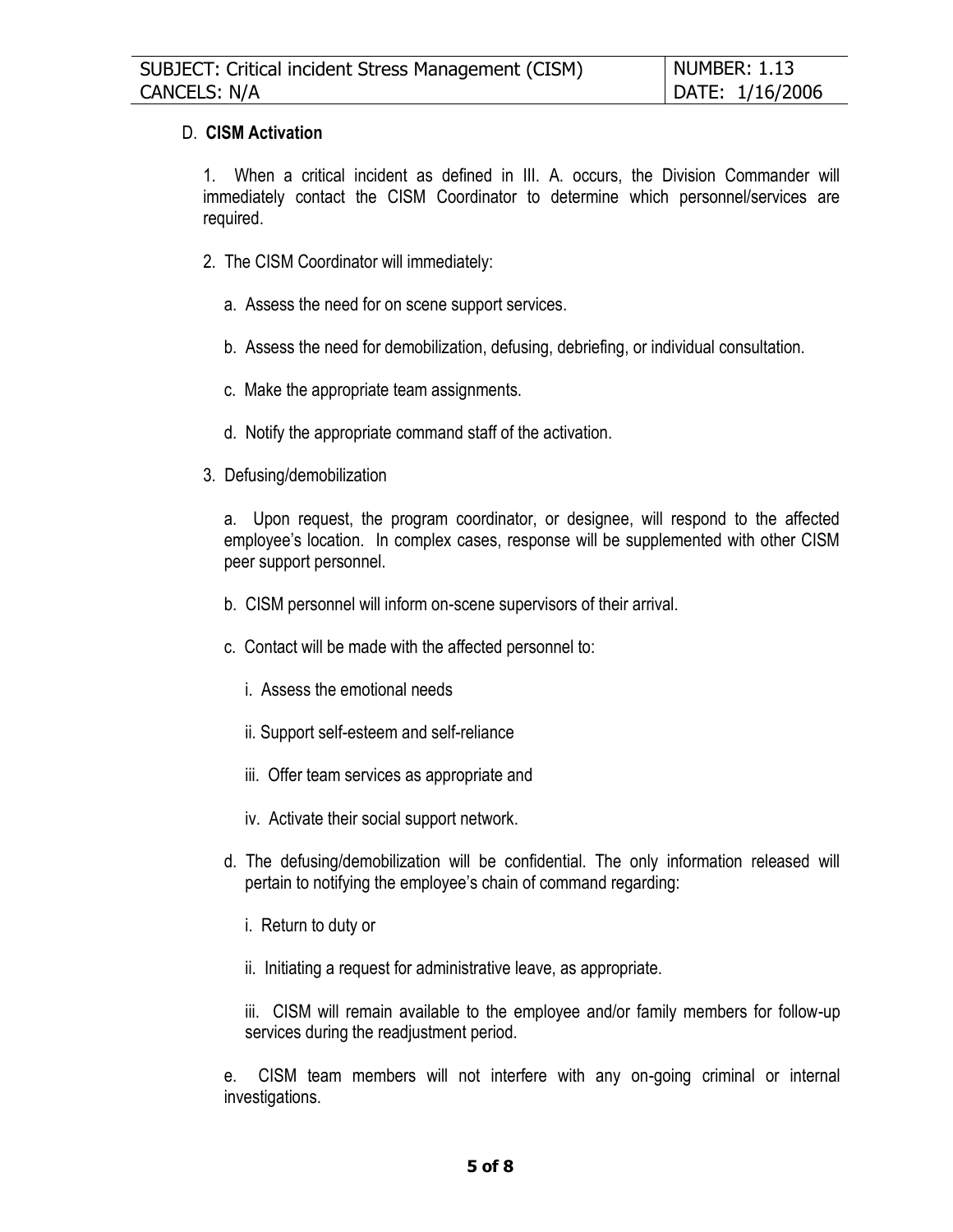| SUBJECT: Critical incident Stress Management (CISM) | NUMBER: 1.13 |
| --- | --- |
| CANCELS: N/A | DATE: 1/16/2006 |

D. **CISM Activation**

1. When a critical incident as defined in III. A. occurs, the Division Commander will immediately contact the CISM Coordinator to determine which personnel/services are required.

2. The CISM Coordinator will immediately:

   a. Assess the need for on scene support services.

   b. Assess the need for demobilization, defusing, debriefing, or individual consultation.

   c. Make the appropriate team assignments.

   d. Notify the appropriate command staff of the activation.

3. Defusing/demobilization

   a. Upon request, the program coordinator, or designee, will respond to the affected employee's location. In complex cases, response will be supplemented with other CISM peer support personnel.

   b. CISM personnel will inform on-scene supervisors of their arrival.

   c. Contact will be made with the affected personnel to:

      i. Assess the emotional needs

      ii. Support self-esteem and self-reliance

      iii. Offer team services as appropriate and

      iv. Activate their social support network.

   d. The defusing/demobilization will be confidential. The only information released will pertain to notifying the employee's chain of command regarding:

      i. Return to duty or

      ii. Initiating a request for administrative leave, as appropriate.

      iii. CISM will remain available to the employee and/or family members for follow-up services during the readjustment period.

   e. CISM team members will not interfere with any on-going criminal or internal investigations.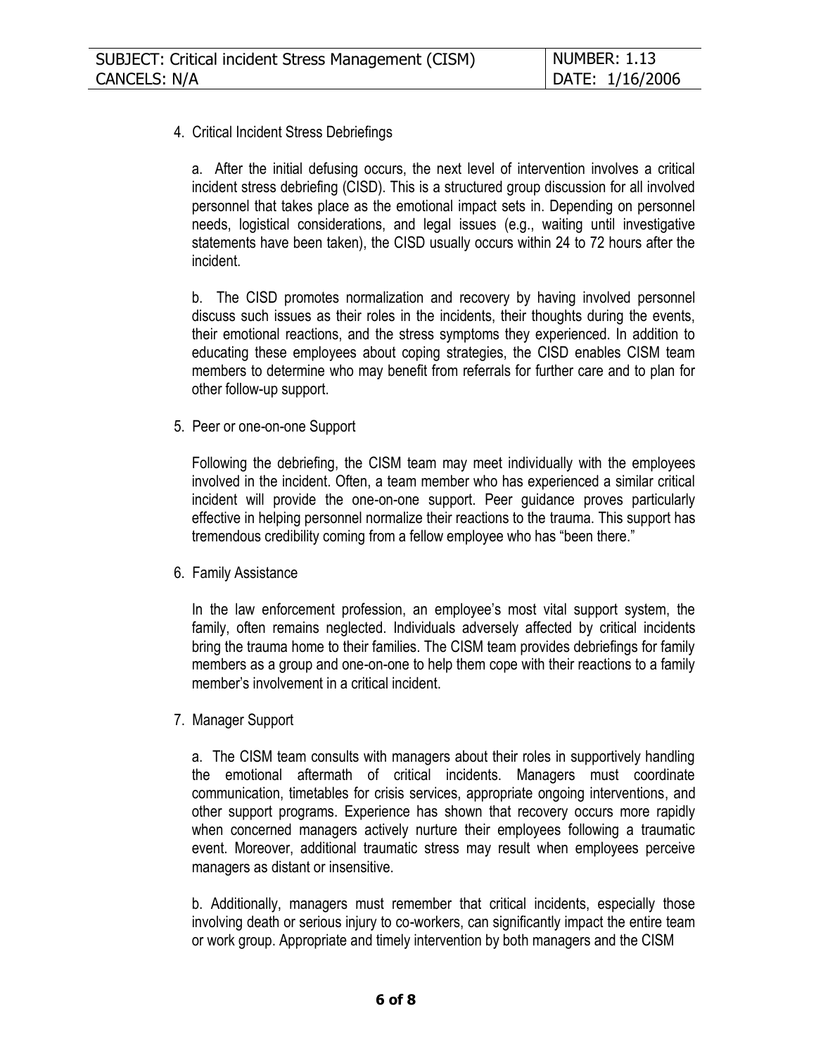4. Critical Incident Stress Debriefings

   a. After the initial defusing occurs, the next level of intervention involves a critical incident stress debriefing (CISD). This is a structured group discussion for all involved personnel that takes place as the emotional impact sets in. Depending on personnel needs, logistical considerations, and legal issues (e.g., waiting until investigative statements have been taken), the CISD usually occurs within 24 to 72 hours after the incident.

   b. The CISD promotes normalization and recovery by having involved personnel discuss such issues as their roles in the incidents, their thoughts during the events, their emotional reactions, and the stress symptoms they experienced. In addition to educating these employees about coping strategies, the CISD enables CISM team members to determine who may benefit from referrals for further care and to plan for other follow-up support.

5. Peer or one-on-one Support

   Following the debriefing, the CISM team may meet individually with the employees involved in the incident. Often, a team member who has experienced a similar critical incident will provide the one-on-one support. Peer guidance proves particularly effective in helping personnel normalize their reactions to the trauma. This support has tremendous credibility coming from a fellow employee who has "been there."

6. Family Assistance

   In the law enforcement profession, an employee's most vital support system, the family, often remains neglected. Individuals adversely affected by critical incidents bring the trauma home to their families. The CISM team provides debriefings for family members as a group and one-on-one to help them cope with their reactions to a family member's involvement in a critical incident.

7. Manager Support

   a. The CISM team consults with managers about their roles in supportively handling the emotional aftermath of critical incidents. Managers must coordinate communication, timetables for crisis services, appropriate ongoing interventions, and other support programs. Experience has shown that recovery occurs more rapidly when concerned managers actively nurture their employees following a traumatic event. Moreover, additional traumatic stress may result when employees perceive managers as distant or insensitive.

   b. Additionally, managers must remember that critical incidents, especially those involving death or serious injury to co-workers, can significantly impact the entire team or work group. Appropriate and timely intervention by both managers and the CISM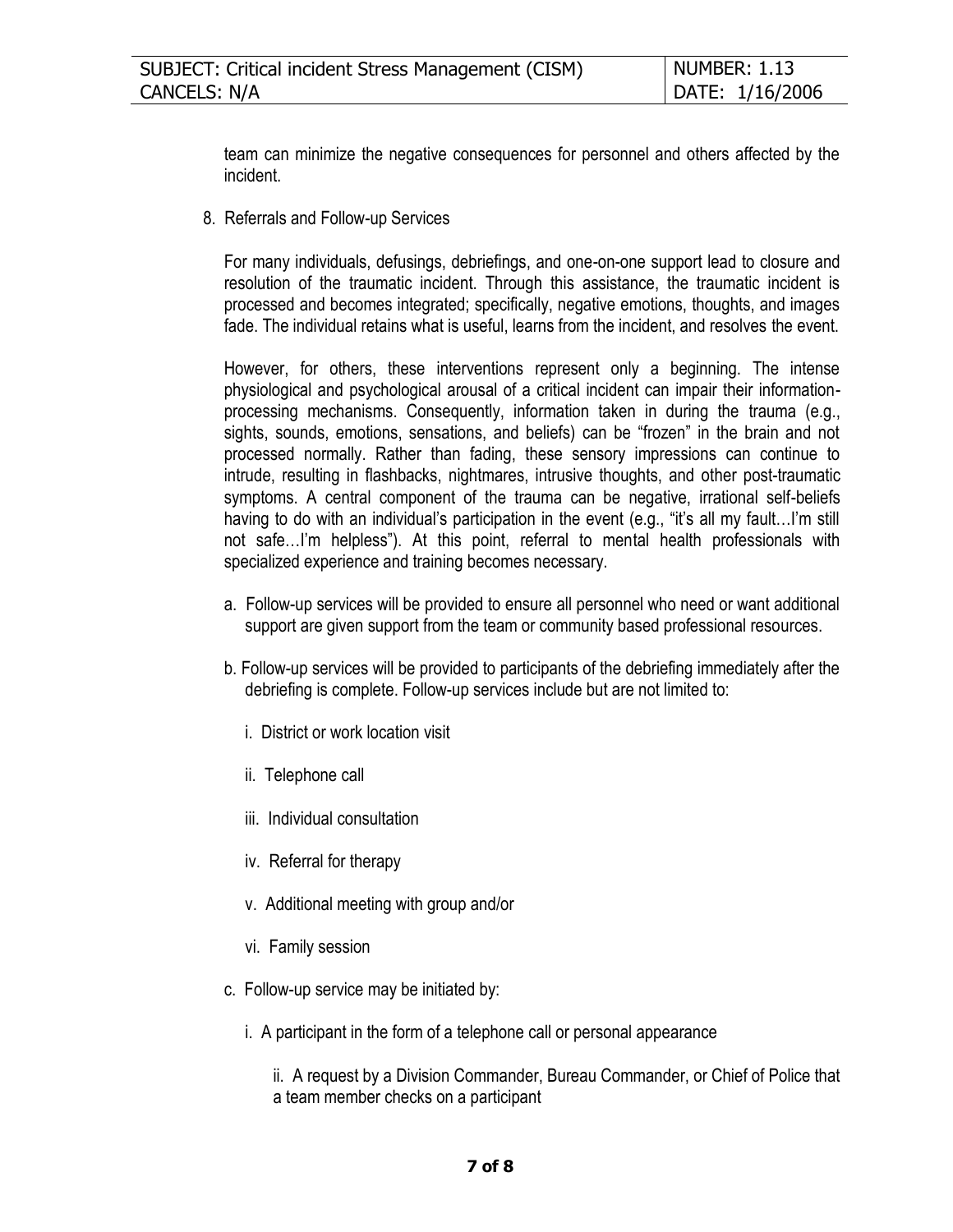team can minimize the negative consequences for personnel and others affected by the incident.

8. Referrals and Follow-up Services

   For many individuals, defusings, debriefings, and one-on-one support lead to closure and resolution of the traumatic incident. Through this assistance, the traumatic incident is processed and becomes integrated; specifically, negative emotions, thoughts, and images fade. The individual retains what is useful, learns from the incident, and resolves the event.

   However, for others, these interventions represent only a beginning. The intense physiological and psychological arousal of a critical incident can impair their information-processing mechanisms. Consequently, information taken in during the trauma (e.g., sights, sounds, emotions, sensations, and beliefs) can be "frozen" in the brain and not processed normally. Rather than fading, these sensory impressions can continue to intrude, resulting in flashbacks, nightmares, intrusive thoughts, and other post-traumatic symptoms. A central component of the trauma can be negative, irrational self-beliefs having to do with an individual's participation in the event (e.g., "it's all my fault…I'm still not safe…I'm helpless"). At this point, referral to mental health professionals with specialized experience and training becomes necessary.

   a. Follow-up services will be provided to ensure all personnel who need or want additional support are given support from the team or community based professional resources.

   b. Follow-up services will be provided to participants of the debriefing immediately after the debriefing is complete. Follow-up services include but are not limited to:

      i. District or work location visit

      ii. Telephone call

      iii. Individual consultation

      iv. Referral for therapy

      v. Additional meeting with group and/or

      vi. Family session

   c. Follow-up service may be initiated by:

      i. A participant in the form of a telephone call or personal appearance

      ii. A request by a Division Commander, Bureau Commander, or Chief of Police that a team member checks on a participant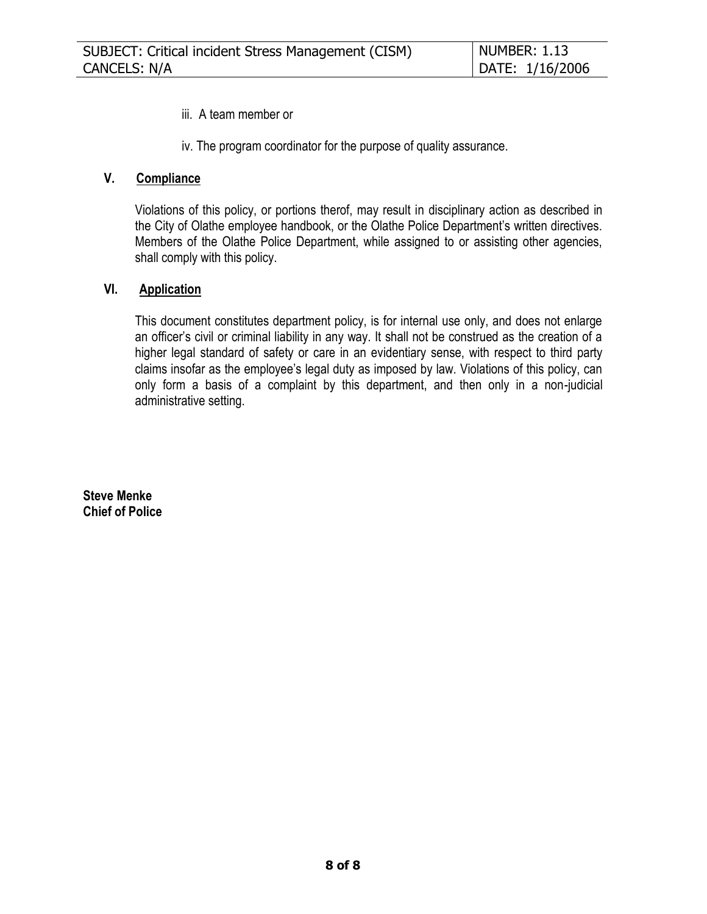iii. A team member or

iv. The program coordinator for the purpose of quality assurance.

## V. Compliance

Violations of this policy, or portions therof, may result in disciplinary action as described in the City of Olathe employee handbook, or the Olathe Police Department's written directives. Members of the Olathe Police Department, while assigned to or assisting other agencies, shall comply with this policy.

## VI. Application

This document constitutes department policy, is for internal use only, and does not enlarge an officer's civil or criminal liability in any way. It shall not be construed as the creation of a higher legal standard of safety or care in an evidentiary sense, with respect to third party claims insofar as the employee's legal duty as imposed by law. Violations of this policy, can only form a basis of a complaint by this department, and then only in a non-judicial administrative setting.

**Steve Menke**
**Chief of Police**